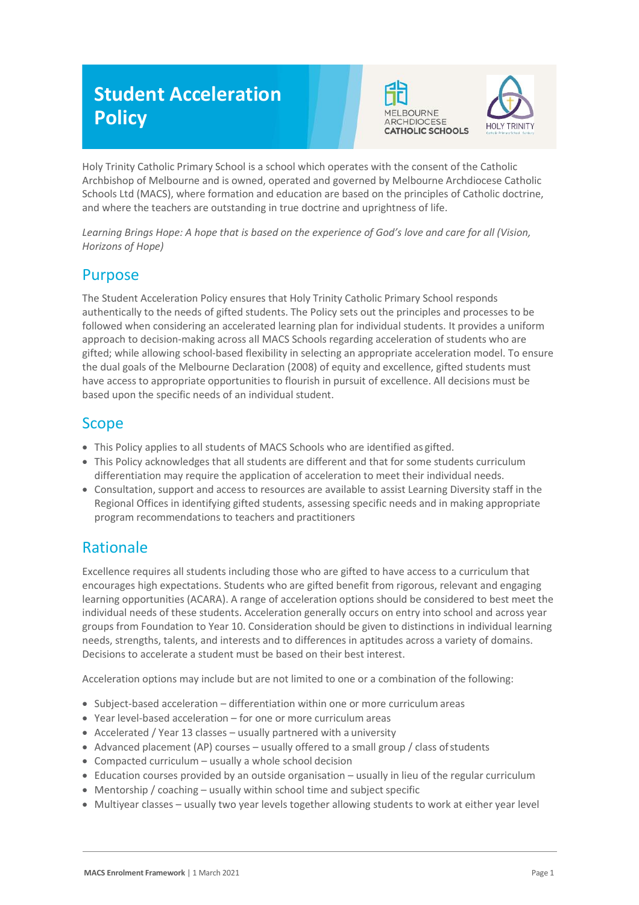# Student Acceleration Policy

Holy Trinity Catholic Primary School is a school which operates with the consent of the Catholic Archbishop of Melbourne and is owned, operated and governed by Melbourne Archdiocese Catholic Schools Ltd (MACS), where formation and education are based on the principles of Catholic doctrine, and where the teachers are outstanding in true doctrine and uprightness of life.

*Learning Brings Hope: A hope that is based on the experience of God's love and care for all (Vision, Horizons of Hope)*

## Purpose

The Student Acceleration Policy ensures that Holy Trinity Catholic Primary School responds authentically to the needs of gifted students. The Policy sets out the principles and processes to be followed when considering an accelerated learning plan for individual students. It provides a uniform approach to decision-making across all MACS Schools regarding acceleration of students who are gifted; while allowing school-based flexibility in selecting an appropriate acceleration model. To ensure the dual goals of the Melbourne Declaration (2008) of equity and excellence, gifted students must have access to appropriate opportunities to flourish in pursuit of excellence. All decisions must be based upon the specific needs of an individual student.

## Scope

- This Policy applies to all students of MACS Schools who are identified as gifted.
- This Policy acknowledges that all students are different and that for some students curriculum differentiation may require the application of acceleration to meet their individual needs.
- Consultation, support and access to resources are available to assist Learning Diversity staff in the Regional Offices in identifying gifted students, assessing specific needs and in making appropriate program recommendations to teachers and practitioners

## Rationale

Excellence requires all students including those who are gifted to have access to a curriculum that encourages high expectations. Students who are gifted benefit from rigorous, relevant and engaging learning opportunities (ACARA). A range of acceleration options should be considered to best meet the individual needs of these students. Acceleration generally occurs on entry into school and across year groups from Foundation to Year 10. Consideration should be given to distinctions in individual learning needs, strengths, talents, and interests and to differences in aptitudes across a variety of domains. Decisions to accelerate a student must be based on their best interest.

Acceleration options may include but are not limited to one or a combination of the following:

- Subject-based acceleration – differentiation within one or more curriculum areas
- Year level-based acceleration – for one or more curriculum areas
- Accelerated / Year 13 classes – usually partnered with a university
- Advanced placement (AP) courses – usually offered to a small group / class of students
- Compacted curriculum – usually a whole school decision
- Education courses provided by an outside organisation – usually in lieu of the regular curriculum
- Mentorship / coaching – usually within school time and subject specific
- Multiyear classes – usually two year levels together allowing students to work at either year level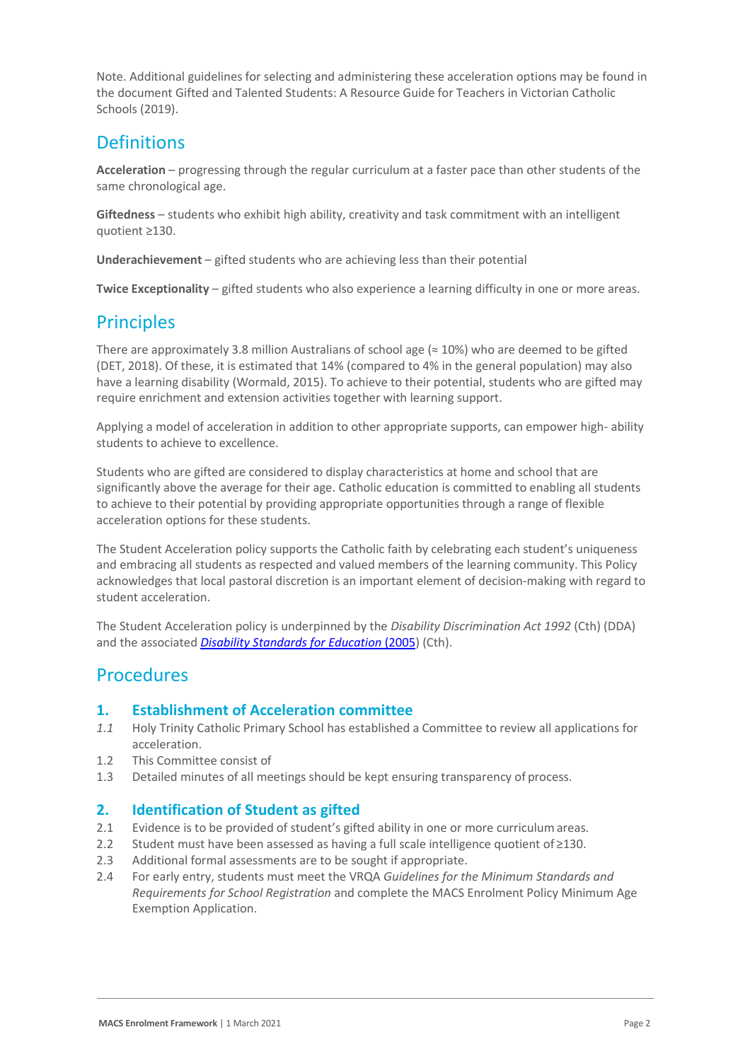Note. Additional guidelines for selecting and administering these acceleration options may be found in the document Gifted and Talented Students: A Resource Guide for Teachers in Victorian Catholic Schools (2019).

## Definitions

**Acceleration** – progressing through the regular curriculum at a faster pace than other students of the same chronological age.

**Giftedness** – students who exhibit high ability, creativity and task commitment with an intelligent quotient ≥130.

**Underachievement** – gifted students who are achieving less than their potential

**Twice Exceptionality** – gifted students who also experience a learning difficulty in one or more areas.

## Principles

There are approximately 3.8 million Australians of school age (≈ 10%) who are deemed to be gifted (DET, 2018). Of these, it is estimated that 14% (compared to 4% in the general population) may also have a learning disability (Wormald, 2015). To achieve to their potential, students who are gifted may require enrichment and extension activities together with learning support.

Applying a model of acceleration in addition to other appropriate supports, can empower high- ability students to achieve to excellence.

Students who are gifted are considered to display characteristics at home and school that are significantly above the average for their age. Catholic education is committed to enabling all students to achieve to their potential by providing appropriate opportunities through a range of flexible acceleration options for these students.

The Student Acceleration policy supports the Catholic faith by celebrating each student's uniqueness and embracing all students as respected and valued members of the learning community. This Policy acknowledges that local pastoral discretion is an important element of decision-making with regard to student acceleration.

The Student Acceleration policy is underpinned by the *Disability Discrimination Act 1992* (Cth) (DDA) and the associated *Disability Standards for Education* (2005) (Cth).

## Procedures

### 1. Establishment of Acceleration committee

*1.1* Holy Trinity Catholic Primary School has established a Committee to review all applications for acceleration.

1.2 This Committee consist of

1.3 Detailed minutes of all meetings should be kept ensuring transparency of process.

### 2. Identification of Student as gifted

2.1 Evidence is to be provided of student's gifted ability in one or more curriculum areas.

2.2 Student must have been assessed as having a full scale intelligence quotient of ≥130.

2.3 Additional formal assessments are to be sought if appropriate.

2.4 For early entry, students must meet the VRQA *Guidelines for the Minimum Standards and Requirements for School Registration* and complete the MACS Enrolment Policy Minimum Age Exemption Application.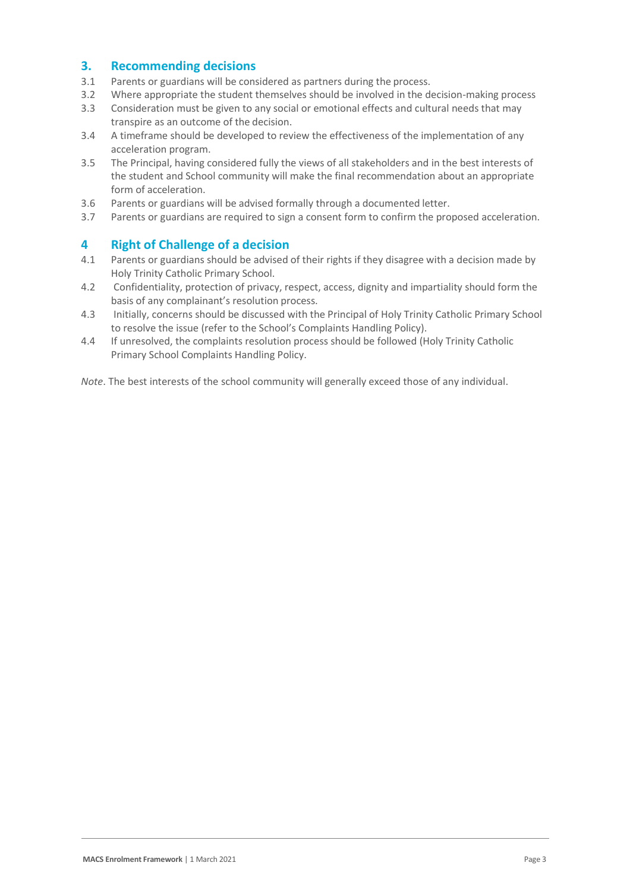## 3. Recommending decisions

3.1 Parents or guardians will be considered as partners during the process.

3.2 Where appropriate the student themselves should be involved in the decision-making process

3.3 Consideration must be given to any social or emotional effects and cultural needs that may transpire as an outcome of the decision.

3.4 A timeframe should be developed to review the effectiveness of the implementation of any acceleration program.

3.5 The Principal, having considered fully the views of all stakeholders and in the best interests of the student and School community will make the final recommendation about an appropriate form of acceleration.

3.6 Parents or guardians will be advised formally through a documented letter.

3.7 Parents or guardians are required to sign a consent form to confirm the proposed acceleration.

## 4 Right of Challenge of a decision

4.1 Parents or guardians should be advised of their rights if they disagree with a decision made by Holy Trinity Catholic Primary School.

4.2 Confidentiality, protection of privacy, respect, access, dignity and impartiality should form the basis of any complainant's resolution process.

4.3 Initially, concerns should be discussed with the Principal of Holy Trinity Catholic Primary School to resolve the issue (refer to the School's Complaints Handling Policy).

4.4 If unresolved, the complaints resolution process should be followed (Holy Trinity Catholic Primary School Complaints Handling Policy.

*Note*. The best interests of the school community will generally exceed those of any individual.